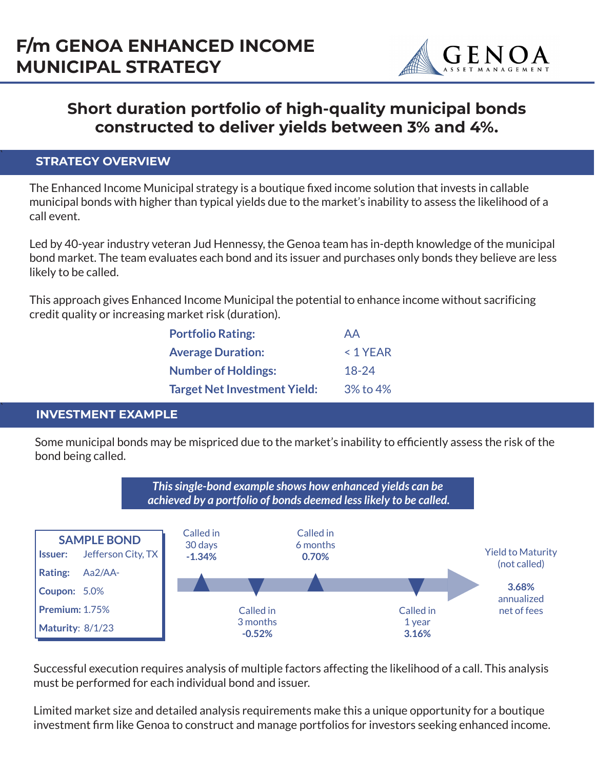# F/m GENOA ENHANCED INCOME MUNICIPAL STRATEGY

GENOA ASSET MANAGEMENT

## Short duration portfolio of high-quality municipal bonds constructed to deliver yields between 3% and 4%.

## STRATEGY OVERVIEW

The Enhanced Income Municipal strategy is a boutique fixed income solution that invests in callable municipal bonds with higher than typical yields due to the market's inability to assess the likelihood of a call event.

Led by 40-year industry veteran Jud Hennessy, the Genoa team has in-depth knowledge of the municipal bond market. The team evaluates each bond and its issuer and purchases only bonds they believe are less likely to be called.

This approach gives Enhanced Income Municipal the potential to enhance income without sacrificing credit quality or increasing market risk (duration).

| | |
|---|---|
| **Portfolio Rating:** | AA |
| **Average Duration:** | < 1 YEAR |
| **Number of Holdings:** | 18-24 |
| **Target Net Investment Yield:** | 3% to 4% |

## INVESTMENT EXAMPLE

Some municipal bonds may be mispriced due to the market's inability to efficiently assess the risk of the bond being called.

***This single-bond example shows how enhanced yields can be achieved by a portfolio of bonds deemed less likely to be called.***

**SAMPLE BOND**

| | |
|---|---|
| **Issuer:** | Jefferson City, TX |
| **Rating:** | Aa2/AA- |
| **Coupon:** | 5.0% |
| **Premium:** | 1.75% |
| **Maturity:** | 8/1/23 |

| Scenario | Yield |
|---|---|
| Called in 30 days | **-1.34%** |
| Called in 3 months | **-0.52%** |
| Called in 6 months | **0.70%** |
| Called in 1 year | **3.16%** |
| Yield to Maturity (not called) | **3.68%** annualized net of fees |

Successful execution requires analysis of multiple factors affecting the likelihood of a call. This analysis must be performed for each individual bond and issuer.

Limited market size and detailed analysis requirements make this a unique opportunity for a boutique investment firm like Genoa to construct and manage portfolios for investors seeking enhanced income.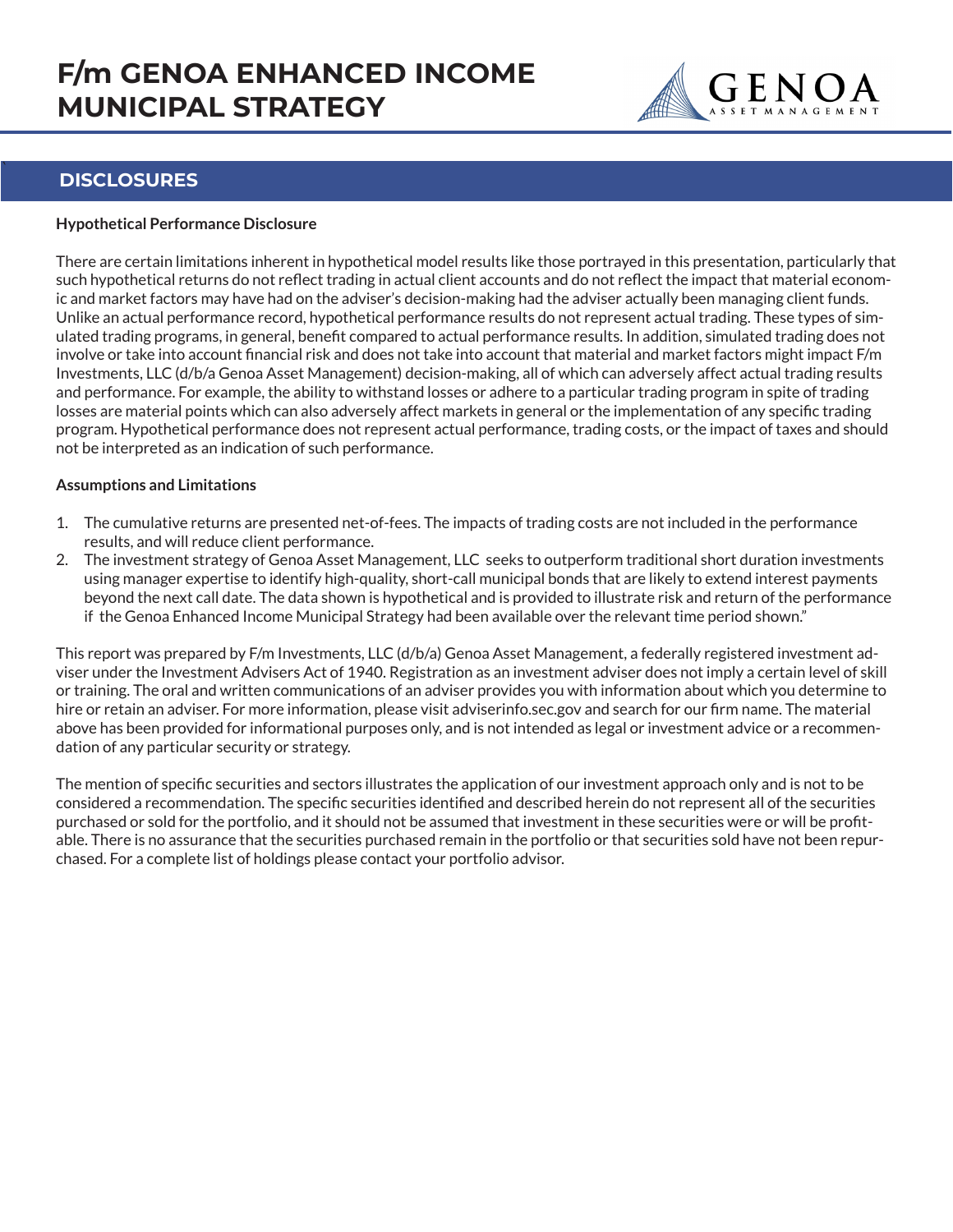# F/m GENOA ENHANCED INCOME MUNICIPAL STRATEGY

## DISCLOSURES

**Hypothetical Performance Disclosure**

There are certain limitations inherent in hypothetical model results like those portrayed in this presentation, particularly that such hypothetical returns do not reflect trading in actual client accounts and do not reflect the impact that material economic and market factors may have had on the adviser's decision-making had the adviser actually been managing client funds. Unlike an actual performance record, hypothetical performance results do not represent actual trading. These types of simulated trading programs, in general, benefit compared to actual performance results. In addition, simulated trading does not involve or take into account financial risk and does not take into account that material and market factors might impact F/m Investments, LLC (d/b/a Genoa Asset Management) decision-making, all of which can adversely affect actual trading results and performance. For example, the ability to withstand losses or adhere to a particular trading program in spite of trading losses are material points which can also adversely affect markets in general or the implementation of any specific trading program. Hypothetical performance does not represent actual performance, trading costs, or the impact of taxes and should not be interpreted as an indication of such performance.

**Assumptions and Limitations**

1. The cumulative returns are presented net-of-fees. The impacts of trading costs are not included in the performance results, and will reduce client performance.
2. The investment strategy of Genoa Asset Management, LLC seeks to outperform traditional short duration investments using manager expertise to identify high-quality, short-call municipal bonds that are likely to extend interest payments beyond the next call date. The data shown is hypothetical and is provided to illustrate risk and return of the performance if the Genoa Enhanced Income Municipal Strategy had been available over the relevant time period shown."

This report was prepared by F/m Investments, LLC (d/b/a) Genoa Asset Management, a federally registered investment adviser under the Investment Advisers Act of 1940. Registration as an investment adviser does not imply a certain level of skill or training. The oral and written communications of an adviser provides you with information about which you determine to hire or retain an adviser. For more information, please visit adviserinfo.sec.gov and search for our firm name. The material above has been provided for informational purposes only, and is not intended as legal or investment advice or a recommendation of any particular security or strategy.

The mention of specific securities and sectors illustrates the application of our investment approach only and is not to be considered a recommendation. The specific securities identified and described herein do not represent all of the securities purchased or sold for the portfolio, and it should not be assumed that investment in these securities were or will be profitable. There is no assurance that the securities purchased remain in the portfolio or that securities sold have not been repurchased. For a complete list of holdings please contact your portfolio advisor.